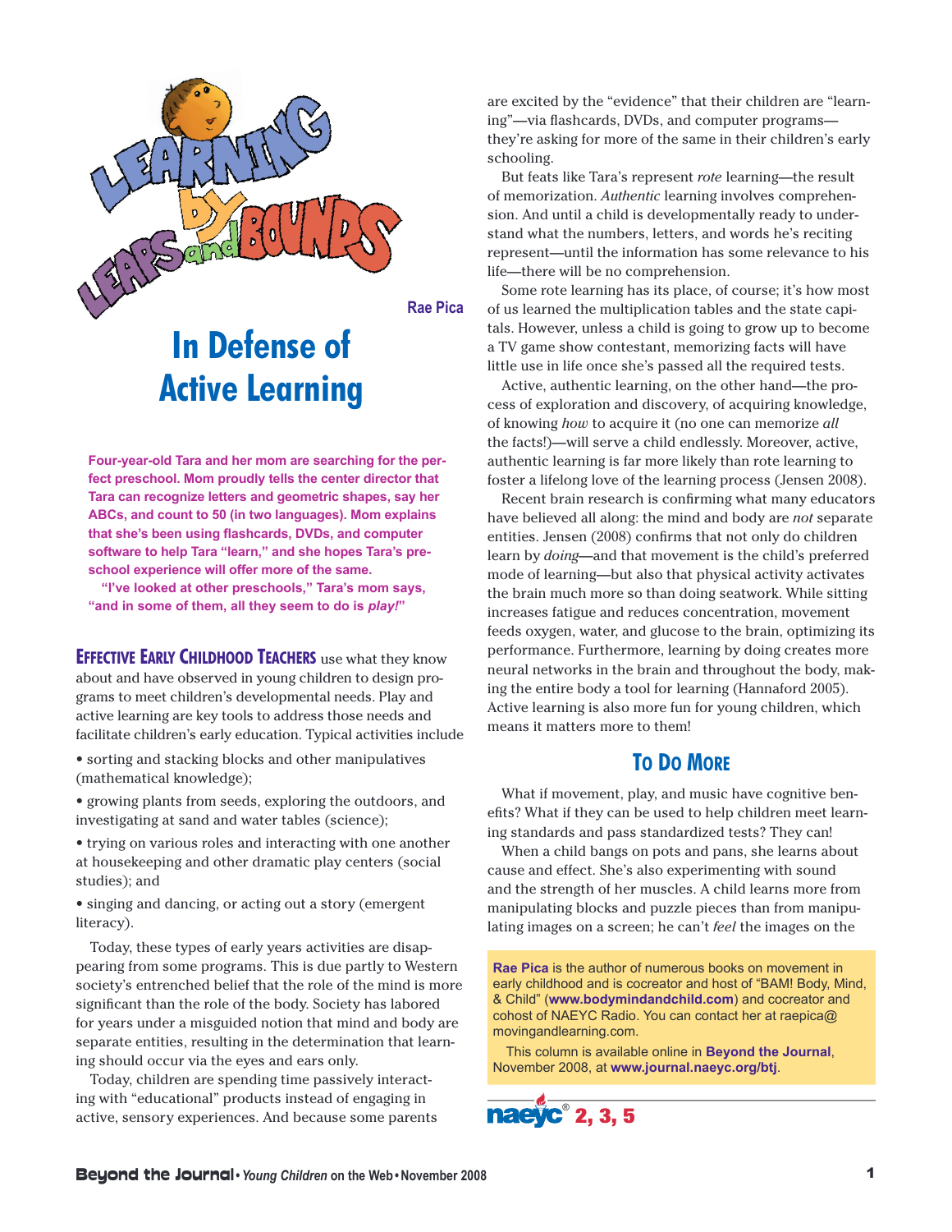# Learning by Leaps and Bounds

Rae Pica

## In Defense of Active Learning

**Four-year-old Tara and her mom are searching for the perfect preschool. Mom proudly tells the center director that Tara can recognize letters and geometric shapes, say her ABCs, and count to 50 (in two languages). Mom explains that she's been using flashcards, DVDs, and computer software to help Tara "learn," and she hopes Tara's preschool experience will offer more of the same.**

**"I've looked at other preschools," Tara's mom says, "and in some of them, all they seem to do is *play!*"**

**Effective Early Childhood Teachers** use what they know about and have observed in young children to design programs to meet children's developmental needs. Play and active learning are key tools to address those needs and facilitate children's early education. Typical activities include

- sorting and stacking blocks and other manipulatives (mathematical knowledge);
- growing plants from seeds, exploring the outdoors, and investigating at sand and water tables (science);
- trying on various roles and interacting with one another at housekeeping and other dramatic play centers (social studies); and
- singing and dancing, or acting out a story (emergent literacy).

Today, these types of early years activities are disappearing from some programs. This is due partly to Western society's entrenched belief that the role of the mind is more significant than the role of the body. Society has labored for years under a misguided notion that mind and body are separate entities, resulting in the determination that learning should occur via the eyes and ears only.

Today, children are spending time passively interacting with "educational" products instead of engaging in active, sensory experiences. And because some parents are excited by the "evidence" that their children are "learning"—via flashcards, DVDs, and computer programs—they're asking for more of the same in their children's early schooling.

But feats like Tara's represent *rote* learning—the result of memorization. *Authentic* learning involves comprehension. And until a child is developmentally ready to understand what the numbers, letters, and words he's reciting represent—until the information has some relevance to his life—there will be no comprehension.

Some rote learning has its place, of course; it's how most of us learned the multiplication tables and the state capitals. However, unless a child is going to grow up to become a TV game show contestant, memorizing facts will have little use in life once she's passed all the required tests.

Active, authentic learning, on the other hand—the process of exploration and discovery, of acquiring knowledge, of knowing *how* to acquire it (no one can memorize *all* the facts!)—will serve a child endlessly. Moreover, active, authentic learning is far more likely than rote learning to foster a lifelong love of the learning process (Jensen 2008).

Recent brain research is confirming what many educators have believed all along: the mind and body are *not* separate entities. Jensen (2008) confirms that not only do children learn by *doing*—and that movement is the child's preferred mode of learning—but also that physical activity activates the brain much more so than doing seatwork. While sitting increases fatigue and reduces concentration, movement feeds oxygen, water, and glucose to the brain, optimizing its performance. Furthermore, learning by doing creates more neural networks in the brain and throughout the body, making the entire body a tool for learning (Hannaford 2005). Active learning is also more fun for young children, which means it matters more to them!

### To Do More

What if movement, play, and music have cognitive benefits? What if they can be used to help children meet learning standards and pass standardized tests? They can!

When a child bangs on pots and pans, she learns about cause and effect. She's also experimenting with sound and the strength of her muscles. A child learns more from manipulating blocks and puzzle pieces than from manipulating images on a screen; he can't *feel* the images on the

---

**Rae Pica** is the author of numerous books on movement in early childhood and is cocreator and host of "BAM! Body, Mind, & Child" (**www.bodymindandchild.com**) and cocreator and cohost of NAEYC Radio. You can contact her at raepica@movingandlearning.com.

This column is available online in **Beyond the Journal**, November 2008, at **www.journal.naeyc.org/btj**.

naeyc® 2, 3, 5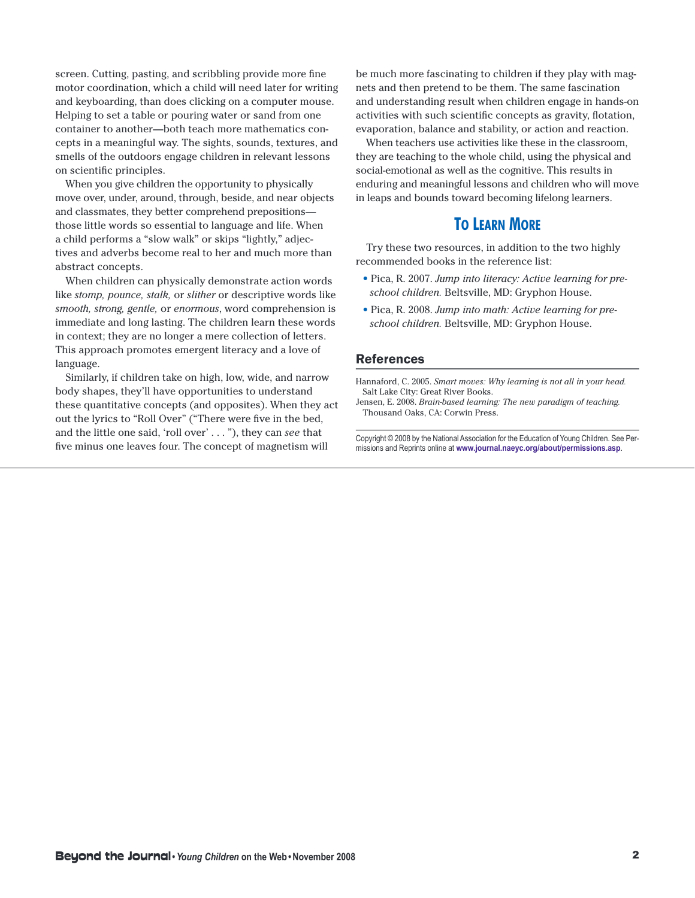screen. Cutting, pasting, and scribbling provide more fine motor coordination, which a child will need later for writing and keyboarding, than does clicking on a computer mouse. Helping to set a table or pouring water or sand from one container to another—both teach more mathematics concepts in a meaningful way. The sights, sounds, textures, and smells of the outdoors engage children in relevant lessons on scientific principles.

When you give children the opportunity to physically move over, under, around, through, beside, and near objects and classmates, they better comprehend prepositions—those little words so essential to language and life. When a child performs a "slow walk" or skips "lightly," adjectives and adverbs become real to her and much more than abstract concepts.

When children can physically demonstrate action words like *stomp, pounce, stalk,* or *slither* or descriptive words like *smooth, strong, gentle,* or *enormous*, word comprehension is immediate and long lasting. The children learn these words in context; they are no longer a mere collection of letters. This approach promotes emergent literacy and a love of language.

Similarly, if children take on high, low, wide, and narrow body shapes, they'll have opportunities to understand these quantitative concepts (and opposites). When they act out the lyrics to "Roll Over" ("There were five in the bed, and the little one said, 'roll over' . . . "), they can *see* that five minus one leaves four. The concept of magnetism will be much more fascinating to children if they play with magnets and then pretend to be them. The same fascination and understanding result when children engage in hands-on activities with such scientific concepts as gravity, flotation, evaporation, balance and stability, or action and reaction.

When teachers use activities like these in the classroom, they are teaching to the whole child, using the physical and social-emotional as well as the cognitive. This results in enduring and meaningful lessons and children who will move in leaps and bounds toward becoming lifelong learners.

## To Learn More

Try these two resources, in addition to the two highly recommended books in the reference list:

- Pica, R. 2007. *Jump into literacy: Active learning for preschool children.* Beltsville, MD: Gryphon House.
- Pica, R. 2008. *Jump into math: Active learning for preschool children.* Beltsville, MD: Gryphon House.

## References

Hannaford, C. 2005. *Smart moves: Why learning is not all in your head.* Salt Lake City: Great River Books.

Jensen, E. 2008. *Brain-based learning: The new paradigm of teaching.* Thousand Oaks, CA: Corwin Press.

Copyright © 2008 by the National Association for the Education of Young Children. See Permissions and Reprints online at **www.journal.naeyc.org/about/permissions.asp**.